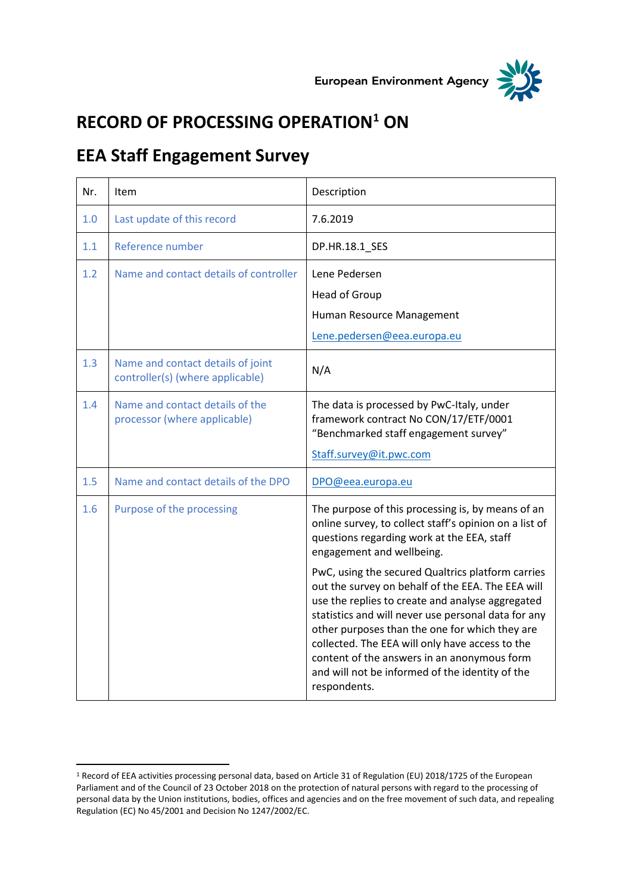European Environment Agency

# RECORD OF PROCESSING OPERATION[1] ON

# EEA Staff Engagement Survey

| Nr. | Item | Description |
|---|---|---|
| 1.0 | Last update of this record | 7.6.2019 |
| 1.1 | Reference number | DP.HR.18.1_SES |
| 1.2 | Name and contact details of controller | Lene Pedersen<br>Head of Group<br>Human Resource Management<br>Lene.pedersen@eea.europa.eu |
| 1.3 | Name and contact details of joint controller(s) (where applicable) | N/A |
| 1.4 | Name and contact details of the processor (where applicable) | The data is processed by PwC-Italy, under framework contract No CON/17/ETF/0001 "Benchmarked staff engagement survey"<br>Staff.survey@it.pwc.com |
| 1.5 | Name and contact details of the DPO | DPO@eea.europa.eu |
| 1.6 | Purpose of the processing | The purpose of this processing is, by means of an online survey, to collect staff's opinion on a list of questions regarding work at the EEA, staff engagement and wellbeing.<br>PwC, using the secured Qualtrics platform carries out the survey on behalf of the EEA. The EEA will use the replies to create and analyse aggregated statistics and will never use personal data for any other purposes than the one for which they are collected. The EEA will only have access to the content of the answers in an anonymous form and will not be informed of the identity of the respondents. |

[1] Record of EEA activities processing personal data, based on Article 31 of Regulation (EU) 2018/1725 of the European Parliament and of the Council of 23 October 2018 on the protection of natural persons with regard to the processing of personal data by the Union institutions, bodies, offices and agencies and on the free movement of such data, and repealing Regulation (EC) No 45/2001 and Decision No 1247/2002/EC.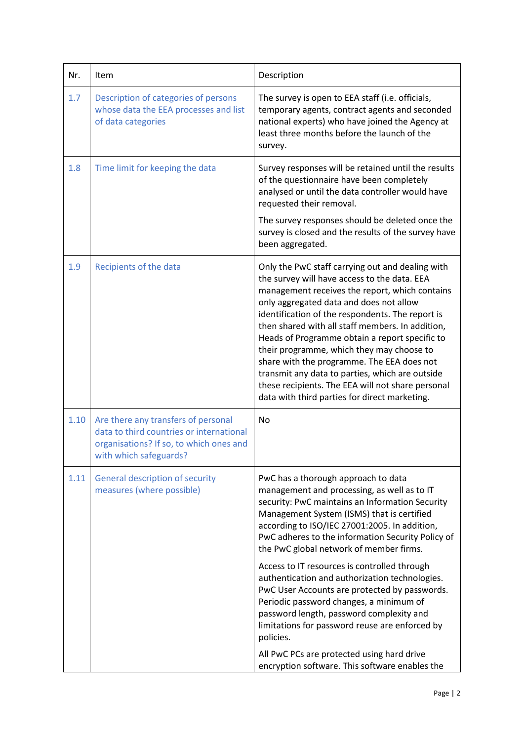| Nr. | Item | Description |
|---|---|---|
| 1.7 | Description of categories of persons whose data the EEA processes and list of data categories | The survey is open to EEA staff (i.e. officials, temporary agents, contract agents and seconded national experts) who have joined the Agency at least three months before the launch of the survey. |
| 1.8 | Time limit for keeping the data | Survey responses will be retained until the results of the questionnaire have been completely analysed or until the data controller would have requested their removal.<br><br>The survey responses should be deleted once the survey is closed and the results of the survey have been aggregated. |
| 1.9 | Recipients of the data | Only the PwC staff carrying out and dealing with the survey will have access to the data. EEA management receives the report, which contains only aggregated data and does not allow identification of the respondents. The report is then shared with all staff members. In addition, Heads of Programme obtain a report specific to their programme, which they may choose to share with the programme. The EEA does not transmit any data to parties, which are outside these recipients. The EEA will not share personal data with third parties for direct marketing. |
| 1.10 | Are there any transfers of personal data to third countries or international organisations? If so, to which ones and with which safeguards? | No |
| 1.11 | General description of security measures (where possible) | PwC has a thorough approach to data management and processing, as well as to IT security: PwC maintains an Information Security Management System (ISMS) that is certified according to ISO/IEC 27001:2005. In addition, PwC adheres to the information Security Policy of the PwC global network of member firms.<br><br>Access to IT resources is controlled through authentication and authorization technologies. PwC User Accounts are protected by passwords. Periodic password changes, a minimum of password length, password complexity and limitations for password reuse are enforced by policies.<br><br>All PwC PCs are protected using hard drive encryption software. This software enables the |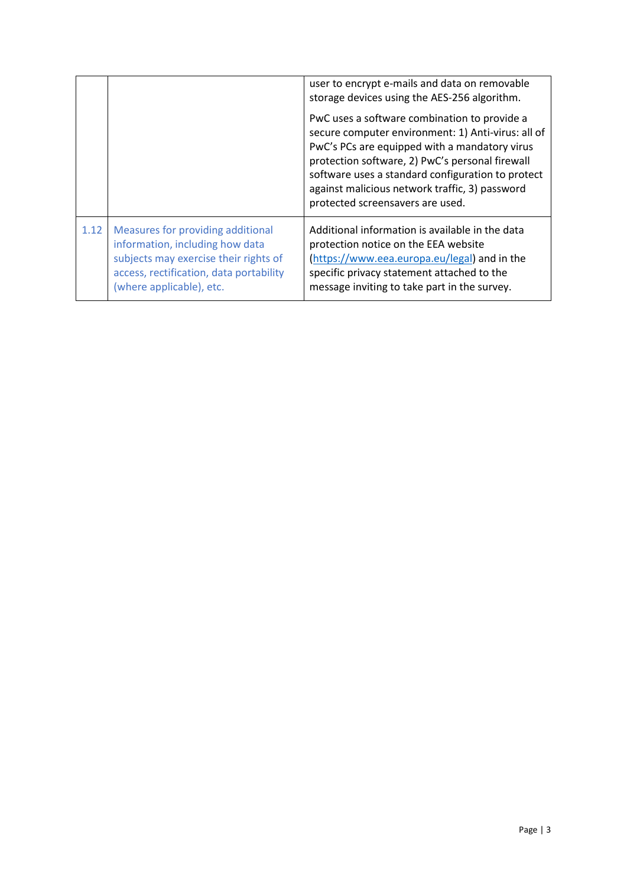| | | |
|---|---|---|
| | | user to encrypt e-mails and data on removable storage devices using the AES-256 algorithm.<br><br>PwC uses a software combination to provide a secure computer environment: 1) Anti-virus: all of PwC's PCs are equipped with a mandatory virus protection software, 2) PwC's personal firewall software uses a standard configuration to protect against malicious network traffic, 3) password protected screensavers are used. |
| 1.12 | Measures for providing additional information, including how data subjects may exercise their rights of access, rectification, data portability (where applicable), etc. | Additional information is available in the data protection notice on the EEA website (https://www.eea.europa.eu/legal) and in the specific privacy statement attached to the message inviting to take part in the survey. |